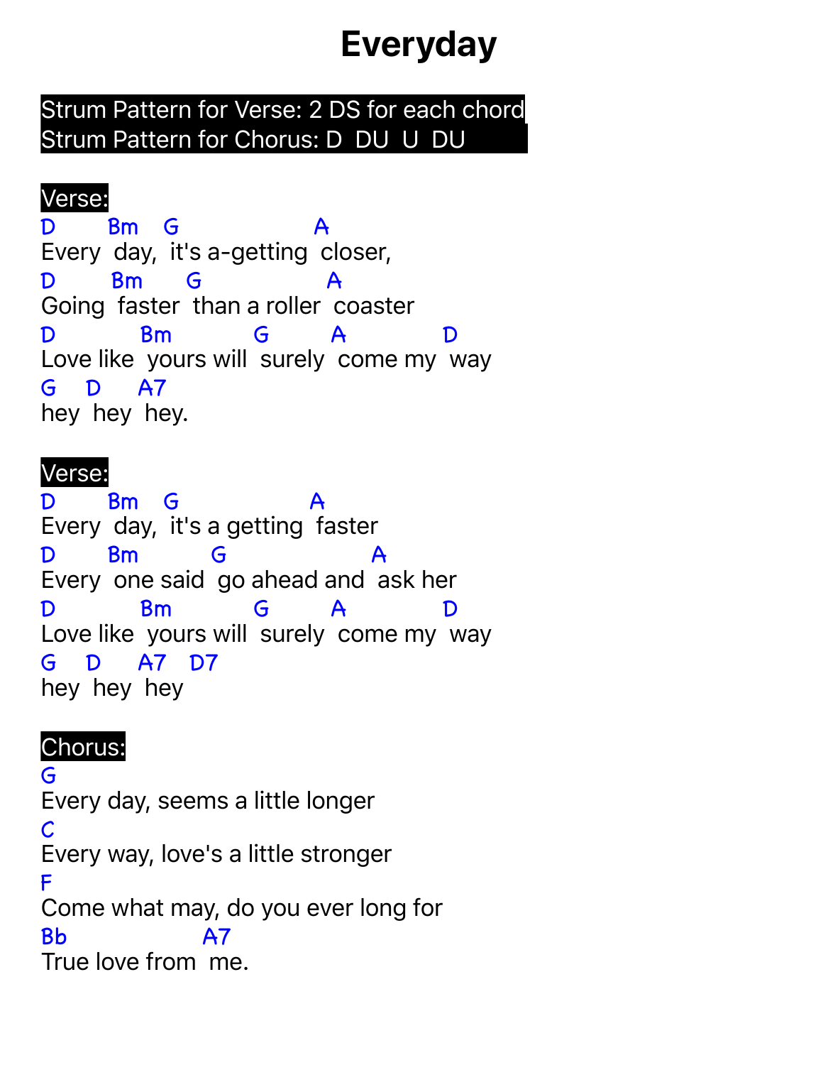# Everyday

**Strum Pattern for Verse: 2 DS for each chord**
**Strum Pattern for Chorus: D DU U DU**

**Verse:**

```
D       Bm    G                  A
Every  day,  it's a-getting  closer,
D       Bm      G                A
Going  faster  than a roller  coaster
D           Bm           G        A            D
Love like  yours will  surely  come my  way
G    D     A7
hey  hey  hey.
```

**Verse:**

```
D       Bm    G                 A
Every  day,  it's a getting  faster
D       Bm          G                   A
Every  one said  go ahead and  ask her
D           Bm           G        A            D
Love like  yours will  surely  come my  way
G    D     A7    D7
hey  hey  hey
```

**Chorus:**

```
G
Every day, seems a little longer
C
Every way, love's a little stronger
F
Come what may, do you ever long for
Bb                  A7
True love from  me.
```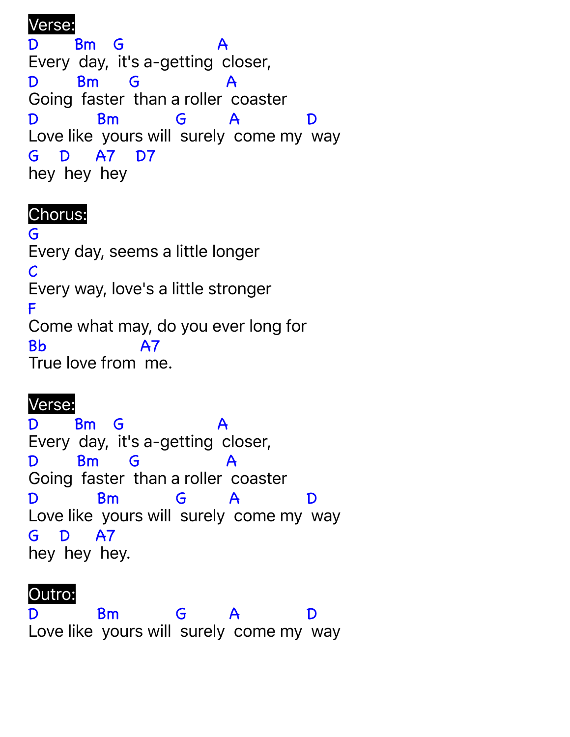**Verse:**

```
D       Bm   G                  A
Every  day,  it's a-getting  closer,
D       Bm     G                 A
Going  faster  than a roller  coaster
D            Bm           G        A            D
Love like  yours will  surely  come my  way
G    D     A7    D7
hey  hey  hey
```

**Chorus:**

```
G
Every day, seems a little longer
C
Every way, love's a little stronger
F
Come what may, do you ever long for
Bb                A7
True love from  me.
```

**Verse:**

```
D       Bm   G                  A
Every  day,  it's a-getting  closer,
D       Bm     G                 A
Going  faster  than a roller  coaster
D            Bm           G        A            D
Love like  yours will  surely  come my  way
G    D     A7
hey  hey  hey.
```

**Outro:**

```
D            Bm           G        A            D
Love like  yours will  surely  come my  way
```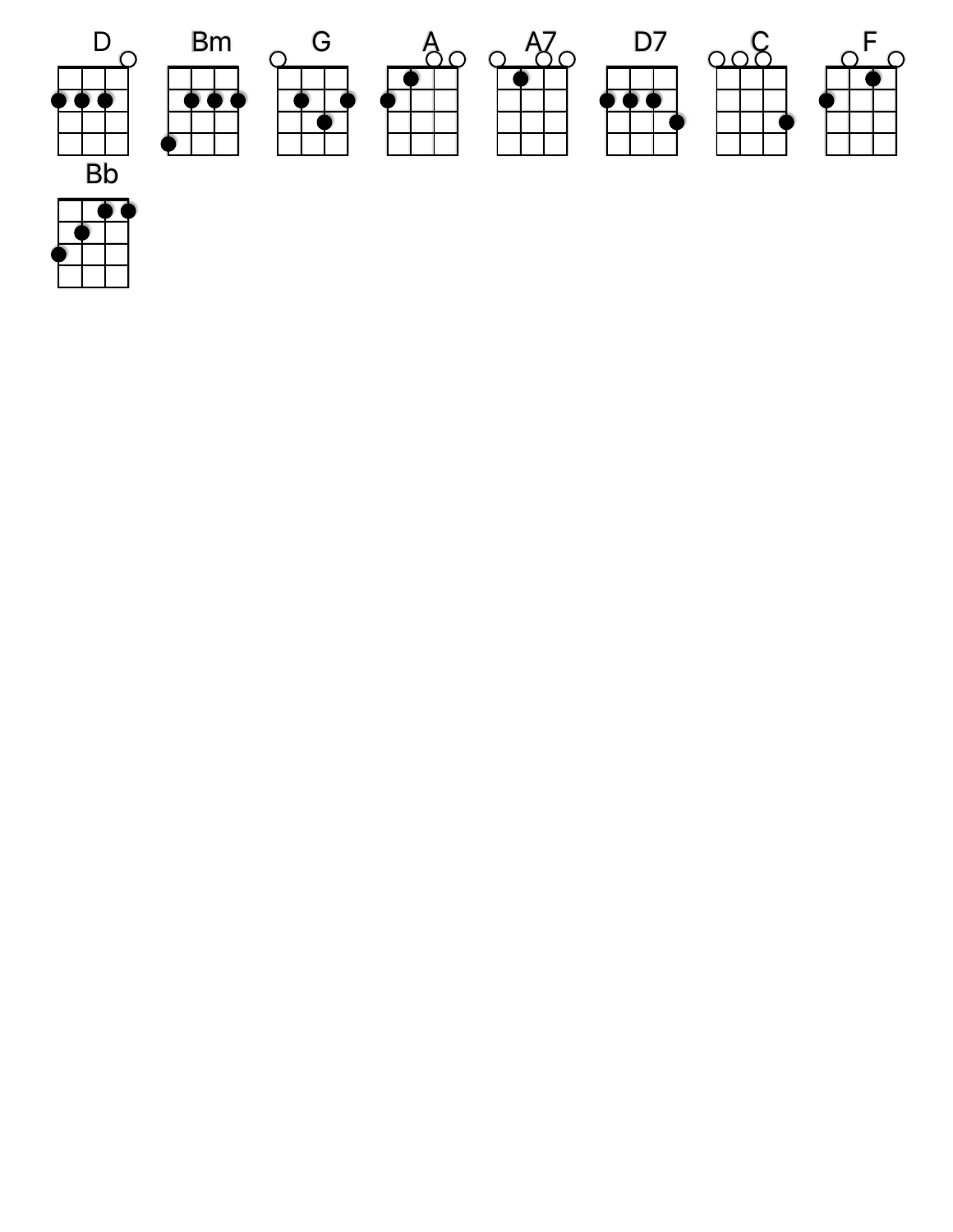D

Bm

G

A

A7

D7

C

F

Bb